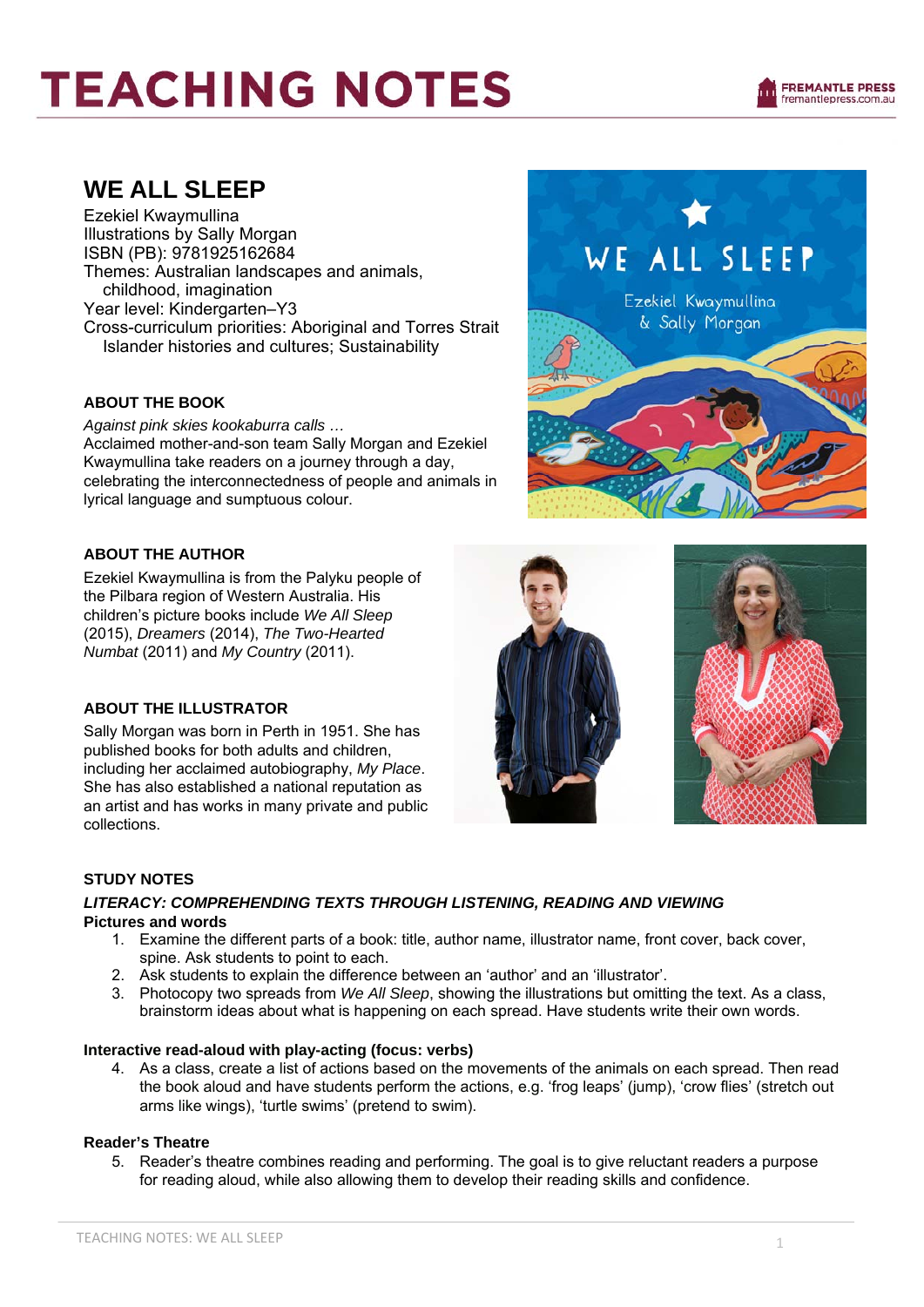# TEACHING NOTES

FREMANTLE PRESS
fremantlepress.com.au

## WE ALL SLEEP

Ezekiel Kwaymullina
Illustrations by Sally Morgan
ISBN (PB): 9781925162684
Themes: Australian landscapes and animals, childhood, imagination
Year level: Kindergarten–Y3
Cross-curriculum priorities: Aboriginal and Torres Strait Islander histories and cultures; Sustainability

### ABOUT THE BOOK

*Against pink skies kookaburra calls …*
Acclaimed mother-and-son team Sally Morgan and Ezekiel Kwaymullina take readers on a journey through a day, celebrating the interconnectedness of people and animals in lyrical language and sumptuous colour.

### ABOUT THE AUTHOR

Ezekiel Kwaymullina is from the Palyku people of the Pilbara region of Western Australia. His children's picture books include *We All Sleep* (2015), *Dreamers* (2014), *The Two-Hearted Numbat* (2011) and *My Country* (2011).

### ABOUT THE ILLUSTRATOR

Sally Morgan was born in Perth in 1951. She has published books for both adults and children, including her acclaimed autobiography, *My Place*. She has also established a national reputation as an artist and has works in many private and public collections.

### STUDY NOTES

#### *LITERACY: COMPREHENDING TEXTS THROUGH LISTENING, READING AND VIEWING*

**Pictures and words**

1. Examine the different parts of a book: title, author name, illustrator name, front cover, back cover, spine. Ask students to point to each.
2. Ask students to explain the difference between an 'author' and an 'illustrator'.
3. Photocopy two spreads from *We All Sleep*, showing the illustrations but omitting the text. As a class, brainstorm ideas about what is happening on each spread. Have students write their own words.

**Interactive read-aloud with play-acting (focus: verbs)**

4. As a class, create a list of actions based on the movements of the animals on each spread. Then read the book aloud and have students perform the actions, e.g. 'frog leaps' (jump), 'crow flies' (stretch out arms like wings), 'turtle swims' (pretend to swim).

**Reader's Theatre**

5. Reader's theatre combines reading and performing. The goal is to give reluctant readers a purpose for reading aloud, while also allowing them to develop their reading skills and confidence.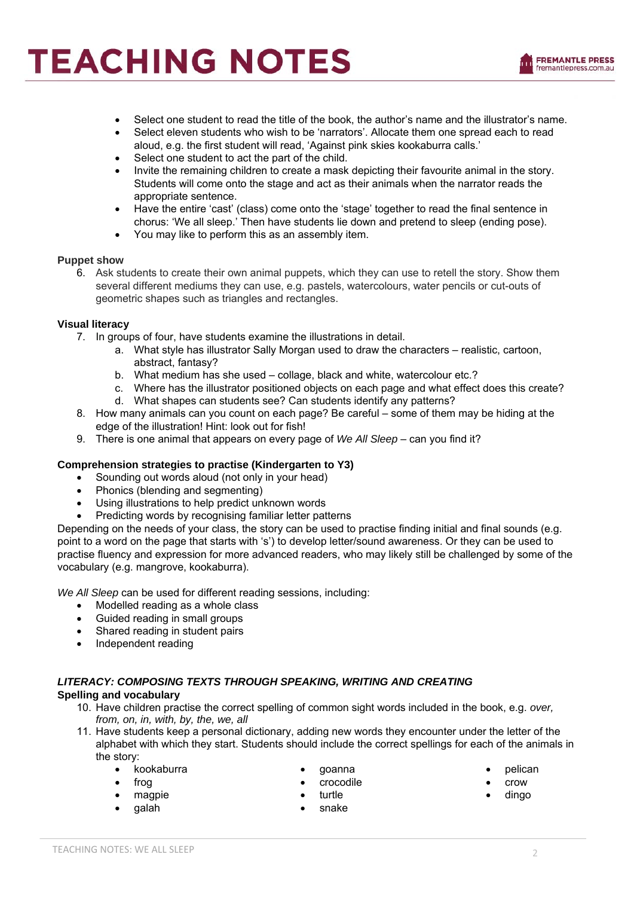- Select one student to read the title of the book, the author's name and the illustrator's name.
- Select eleven students who wish to be 'narrators'. Allocate them one spread each to read aloud, e.g. the first student will read, 'Against pink skies kookaburra calls.'
- Select one student to act the part of the child.
- Invite the remaining children to create a mask depicting their favourite animal in the story. Students will come onto the stage and act as their animals when the narrator reads the appropriate sentence.
- Have the entire 'cast' (class) come onto the 'stage' together to read the final sentence in chorus: 'We all sleep.' Then have students lie down and pretend to sleep (ending pose).
- You may like to perform this as an assembly item.

**Puppet show**

6. Ask students to create their own animal puppets, which they can use to retell the story. Show them several different mediums they can use, e.g. pastels, watercolours, water pencils or cut-outs of geometric shapes such as triangles and rectangles.

**Visual literacy**

7. In groups of four, have students examine the illustrations in detail.
    a. What style has illustrator Sally Morgan used to draw the characters – realistic, cartoon, abstract, fantasy?
    b. What medium has she used – collage, black and white, watercolour etc.?
    c. Where has the illustrator positioned objects on each page and what effect does this create?
    d. What shapes can students see? Can students identify any patterns?
8. How many animals can you count on each page? Be careful – some of them may be hiding at the edge of the illustration! Hint: look out for fish!
9. There is one animal that appears on every page of *We All Sleep* – can you find it?

**Comprehension strategies to practise (Kindergarten to Y3)**

- Sounding out words aloud (not only in your head)
- Phonics (blending and segmenting)
- Using illustrations to help predict unknown words
- Predicting words by recognising familiar letter patterns

Depending on the needs of your class, the story can be used to practise finding initial and final sounds (e.g. point to a word on the page that starts with 's') to develop letter/sound awareness. Or they can be used to practise fluency and expression for more advanced readers, who may likely still be challenged by some of the vocabulary (e.g. mangrove, kookaburra).

*We All Sleep* can be used for different reading sessions, including:

- Modelled reading as a whole class
- Guided reading in small groups
- Shared reading in student pairs
- Independent reading

***LITERACY: COMPOSING TEXTS THROUGH SPEAKING, WRITING AND CREATING***

**Spelling and vocabulary**

10. Have children practise the correct spelling of common sight words included in the book, e.g. *over, from, on, in, with, by, the, we, all*
11. Have students keep a personal dictionary, adding new words they encounter under the letter of the alphabet with which they start. Students should include the correct spellings for each of the animals in the story:
    - kookaburra
    - frog
    - magpie
    - galah
    - goanna
    - crocodile
    - turtle
    - snake
    - pelican
    - crow
    - dingo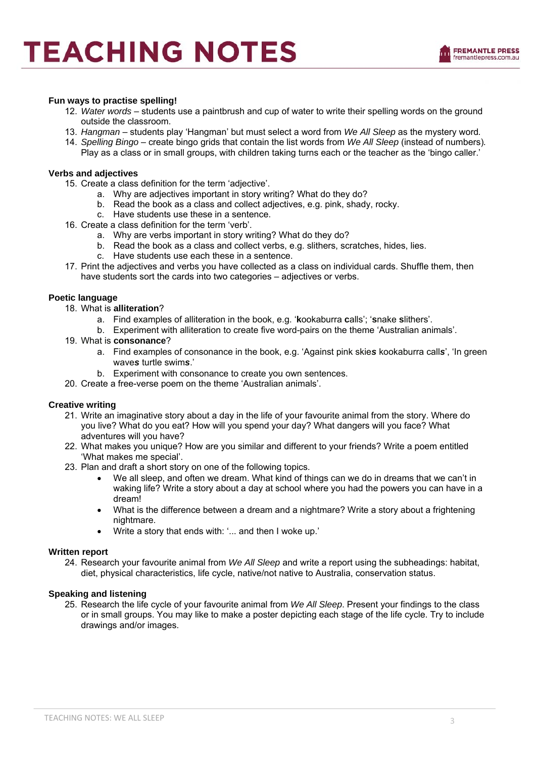**Fun ways to practise spelling!**

12. *Water words* – students use a paintbrush and cup of water to write their spelling words on the ground outside the classroom.
13. *Hangman* – students play 'Hangman' but must select a word from *We All Sleep* as the mystery word.
14. *Spelling Bingo* – create bingo grids that contain the list words from *We All Sleep* (instead of numbers). Play as a class or in small groups, with children taking turns each or the teacher as the 'bingo caller.'

**Verbs and adjectives**

15. Create a class definition for the term 'adjective'.
    a. Why are adjectives important in story writing? What do they do?
    b. Read the book as a class and collect adjectives, e.g. pink, shady, rocky.
    c. Have students use these in a sentence.
16. Create a class definition for the term 'verb'.
    a. Why are verbs important in story writing? What do they do?
    b. Read the book as a class and collect verbs, e.g. slithers, scratches, hides, lies.
    c. Have students use each these in a sentence.
17. Print the adjectives and verbs you have collected as a class on individual cards. Shuffle them, then have students sort the cards into two categories – adjectives or verbs.

**Poetic language**

18. What is **alliteration**?
    a. Find examples of alliteration in the book, e.g. '**k**ookaburra **c**alls'; '**s**nake **s**lithers'.
    b. Experiment with alliteration to create five word-pairs on the theme 'Australian animals'.
19. What is **consonance**?
    a. Find examples of consonance in the book, e.g. 'Against pink skie***s*** kookaburra call***s***', 'In green wave***s*** turtle swim***s***.'
    b. Experiment with consonance to create you own sentences.
20. Create a free-verse poem on the theme 'Australian animals'.

**Creative writing**

21. Write an imaginative story about a day in the life of your favourite animal from the story. Where do you live? What do you eat? How will you spend your day? What dangers will you face? What adventures will you have?
22. What makes you unique? How are you similar and different to your friends? Write a poem entitled 'What makes me special'.
23. Plan and draft a short story on one of the following topics.
    - We all sleep, and often we dream. What kind of things can we do in dreams that we can't in waking life? Write a story about a day at school where you had the powers you can have in a dream!
    - What is the difference between a dream and a nightmare? Write a story about a frightening nightmare.
    - Write a story that ends with: '... and then I woke up.'

**Written report**

24. Research your favourite animal from *We All Sleep* and write a report using the subheadings: habitat, diet, physical characteristics, life cycle, native/not native to Australia, conservation status.

**Speaking and listening**

25. Research the life cycle of your favourite animal from *We All Sleep*. Present your findings to the class or in small groups. You may like to make a poster depicting each stage of the life cycle. Try to include drawings and/or images.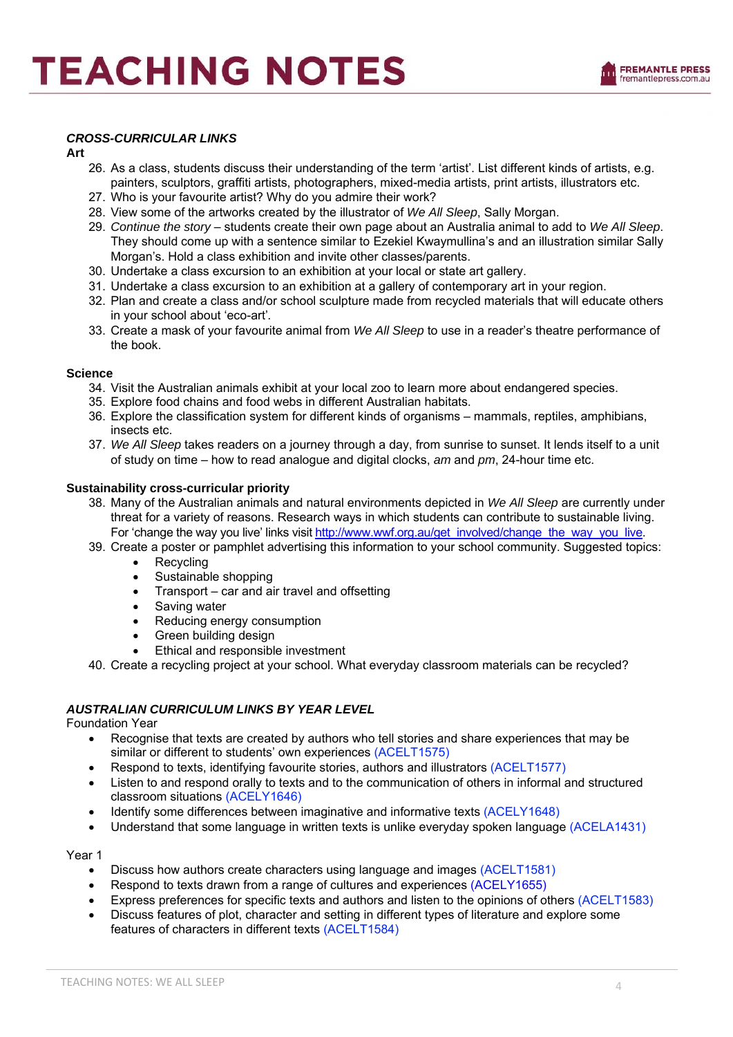### *CROSS-CURRICULAR LINKS*

**Art**

26. As a class, students discuss their understanding of the term 'artist'. List different kinds of artists, e.g. painters, sculptors, graffiti artists, photographers, mixed-media artists, print artists, illustrators etc.
27. Who is your favourite artist? Why do you admire their work?
28. View some of the artworks created by the illustrator of *We All Sleep*, Sally Morgan.
29. *Continue the story* – students create their own page about an Australia animal to add to *We All Sleep*. They should come up with a sentence similar to Ezekiel Kwaymullina's and an illustration similar Sally Morgan's. Hold a class exhibition and invite other classes/parents.
30. Undertake a class excursion to an exhibition at your local or state art gallery.
31. Undertake a class excursion to an exhibition at a gallery of contemporary art in your region.
32. Plan and create a class and/or school sculpture made from recycled materials that will educate others in your school about 'eco-art'.
33. Create a mask of your favourite animal from *We All Sleep* to use in a reader's theatre performance of the book.

**Science**

34. Visit the Australian animals exhibit at your local zoo to learn more about endangered species.
35. Explore food chains and food webs in different Australian habitats.
36. Explore the classification system for different kinds of organisms – mammals, reptiles, amphibians, insects etc.
37. *We All Sleep* takes readers on a journey through a day, from sunrise to sunset. It lends itself to a unit of study on time – how to read analogue and digital clocks, *am* and *pm*, 24-hour time etc.

**Sustainability cross-curricular priority**

38. Many of the Australian animals and natural environments depicted in *We All Sleep* are currently under threat for a variety of reasons. Research ways in which students can contribute to sustainable living. For 'change the way you live' links visit http://www.wwf.org.au/get_involved/change_the_way_you_live.
39. Create a poster or pamphlet advertising this information to your school community. Suggested topics:
    - Recycling
    - Sustainable shopping
    - Transport – car and air travel and offsetting
    - Saving water
    - Reducing energy consumption
    - Green building design
    - Ethical and responsible investment
40. Create a recycling project at your school. What everyday classroom materials can be recycled?

### *AUSTRALIAN CURRICULUM LINKS BY YEAR LEVEL*

Foundation Year

- Recognise that texts are created by authors who tell stories and share experiences that may be similar or different to students' own experiences (ACELT1575)
- Respond to texts, identifying favourite stories, authors and illustrators (ACELT1577)
- Listen to and respond orally to texts and to the communication of others in informal and structured classroom situations (ACELY1646)
- Identify some differences between imaginative and informative texts (ACELY1648)
- Understand that some language in written texts is unlike everyday spoken language (ACELA1431)

Year 1

- Discuss how authors create characters using language and images (ACELT1581)
- Respond to texts drawn from a range of cultures and experiences (ACELY1655)
- Express preferences for specific texts and authors and listen to the opinions of others (ACELT1583)
- Discuss features of plot, character and setting in different types of literature and explore some features of characters in different texts (ACELT1584)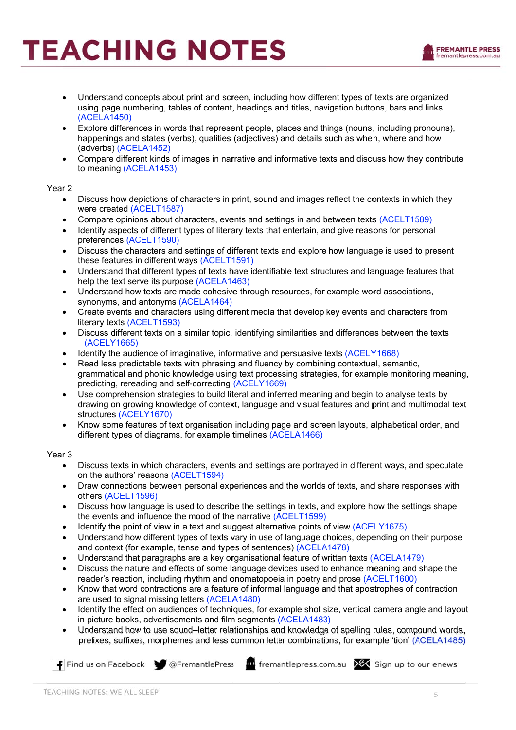- Understand concepts about print and screen, including how different types of texts are organized using page numbering, tables of content, headings and titles, navigation buttons, bars and links (ACELA1450)
- Explore differences in words that represent people, places and things (nouns, including pronouns), happenings and states (verbs), qualities (adjectives) and details such as when, where and how (adverbs) (ACELA1452)
- Compare different kinds of images in narrative and informative texts and discuss how they contribute to meaning (ACELA1453)

Year 2

- Discuss how depictions of characters in print, sound and images reflect the contexts in which they were created (ACELT1587)
- Compare opinions about characters, events and settings in and between texts (ACELT1589)
- Identify aspects of different types of literary texts that entertain, and give reasons for personal preferences (ACELT1590)
- Discuss the characters and settings of different texts and explore how language is used to present these features in different ways (ACELT1591)
- Understand that different types of texts have identifiable text structures and language features that help the text serve its purpose (ACELA1463)
- Understand how texts are made cohesive through resources, for example word associations, synonyms, and antonyms (ACELA1464)
- Create events and characters using different media that develop key events and characters from literary texts (ACELT1593)
- Discuss different texts on a similar topic, identifying similarities and differences between the texts (ACELY1665)
- Identify the audience of imaginative, informative and persuasive texts (ACELY1668)
- Read less predictable texts with phrasing and fluency by combining contextual, semantic, grammatical and phonic knowledge using text processing strategies, for example monitoring meaning, predicting, rereading and self-correcting (ACELY1669)
- Use comprehension strategies to build literal and inferred meaning and begin to analyse texts by drawing on growing knowledge of context, language and visual features and print and multimodal text structures (ACELY1670)
- Know some features of text organisation including page and screen layouts, alphabetical order, and different types of diagrams, for example timelines (ACELA1466)

Year 3

- Discuss texts in which characters, events and settings are portrayed in different ways, and speculate on the authors' reasons (ACELT1594)
- Draw connections between personal experiences and the worlds of texts, and share responses with others (ACELT1596)
- Discuss how language is used to describe the settings in texts, and explore how the settings shape the events and influence the mood of the narrative (ACELT1599)
- Identify the point of view in a text and suggest alternative points of view (ACELY1675)
- Understand how different types of texts vary in use of language choices, depending on their purpose and context (for example, tense and types of sentences) (ACELA1478)
- Understand that paragraphs are a key organisational feature of written texts (ACELA1479)
- Discuss the nature and effects of some language devices used to enhance meaning and shape the reader's reaction, including rhythm and onomatopoeia in poetry and prose (ACELT1600)
- Know that word contractions are a feature of informal language and that apostrophes of contraction are used to signal missing letters (ACELA1480)
- Identify the effect on audiences of techniques, for example shot size, vertical camera angle and layout in picture books, advertisements and film segments (ACELA1483)
- Understand how to use sound–letter relationships and knowledge of spelling rules, compound words, prefixes, suffixes, morphemes and less common letter combinations, for example 'tion' (ACELA1485)